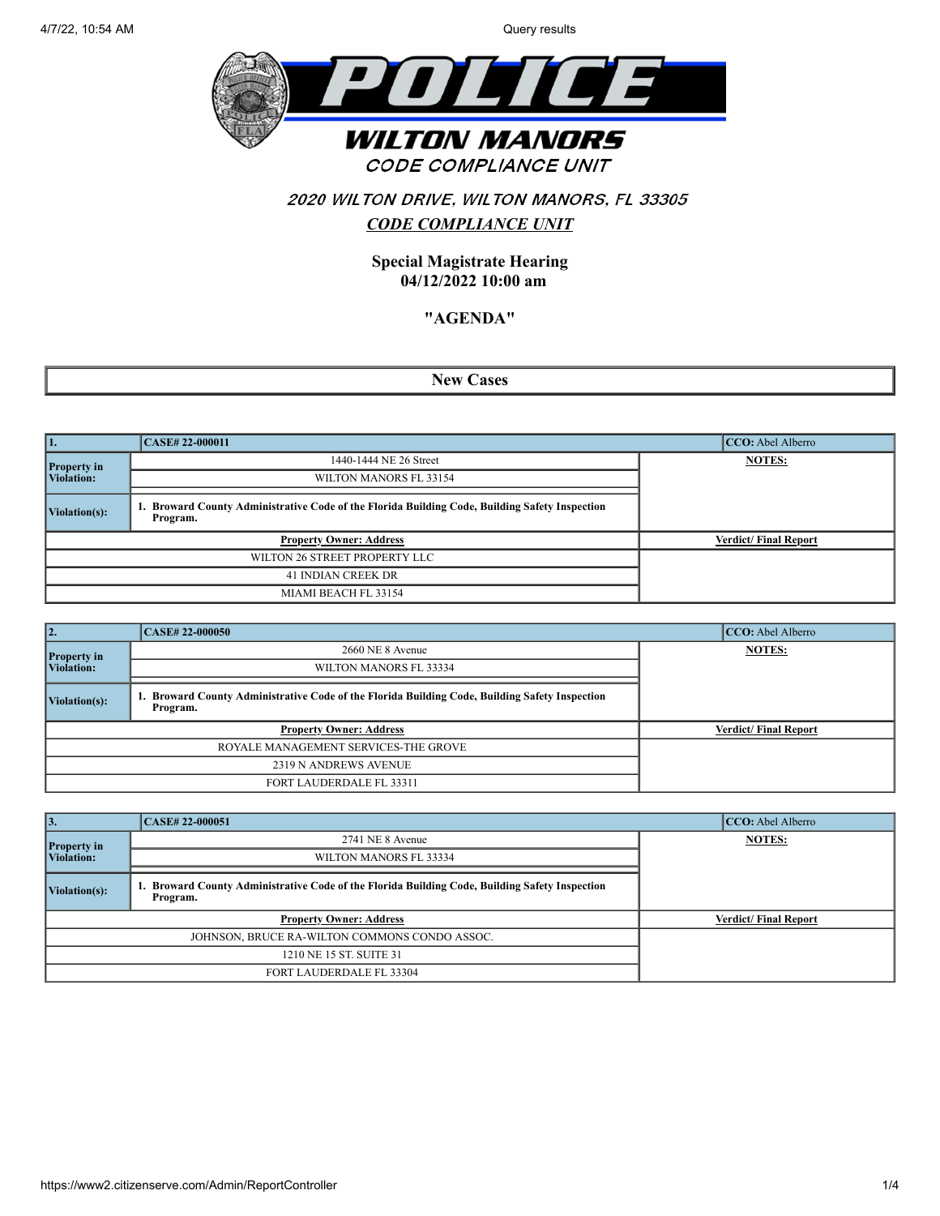# WILTON MANORS

## CODE COMPLIANCE UNIT

### 2020 WILTON DRIVE, WILTON MANORS, FL 33305

### CODE COMPLIANCE UNIT

**Special Magistrate Hearing**
**04/12/2022 10:00 am**

**"AGENDA"**

## New Cases

| 1. | CASE# 22-000011 | CCO: Abel Alberro |
|---|---|---|
| Property in Violation: | 1440-1444 NE 26 Street<br>WILTON MANORS FL 33154 | NOTES: |
| Violation(s): | 1. Broward County Administrative Code of the Florida Building Code, Building Safety Inspection Program. | |
| Property Owner: Address | | Verdict/ Final Report |
| WILTON 26 STREET PROPERTY LLC<br>41 INDIAN CREEK DR<br>MIAMI BEACH FL 33154 | | |

| 2. | CASE# 22-000050 | CCO: Abel Alberro |
|---|---|---|
| Property in Violation: | 2660 NE 8 Avenue<br>WILTON MANORS FL 33334 | NOTES: |
| Violation(s): | 1. Broward County Administrative Code of the Florida Building Code, Building Safety Inspection Program. | |
| Property Owner: Address | | Verdict/ Final Report |
| ROYALE MANAGEMENT SERVICES-THE GROVE<br>2319 N ANDREWS AVENUE<br>FORT LAUDERDALE FL 33311 | | |

| 3. | CASE# 22-000051 | CCO: Abel Alberro |
|---|---|---|
| Property in Violation: | 2741 NE 8 Avenue<br>WILTON MANORS FL 33334 | NOTES: |
| Violation(s): | 1. Broward County Administrative Code of the Florida Building Code, Building Safety Inspection Program. | |
| Property Owner: Address | | Verdict/ Final Report |
| JOHNSON, BRUCE RA-WILTON COMMONS CONDO ASSOC.<br>1210 NE 15 ST. SUITE 31<br>FORT LAUDERDALE FL 33304 | | |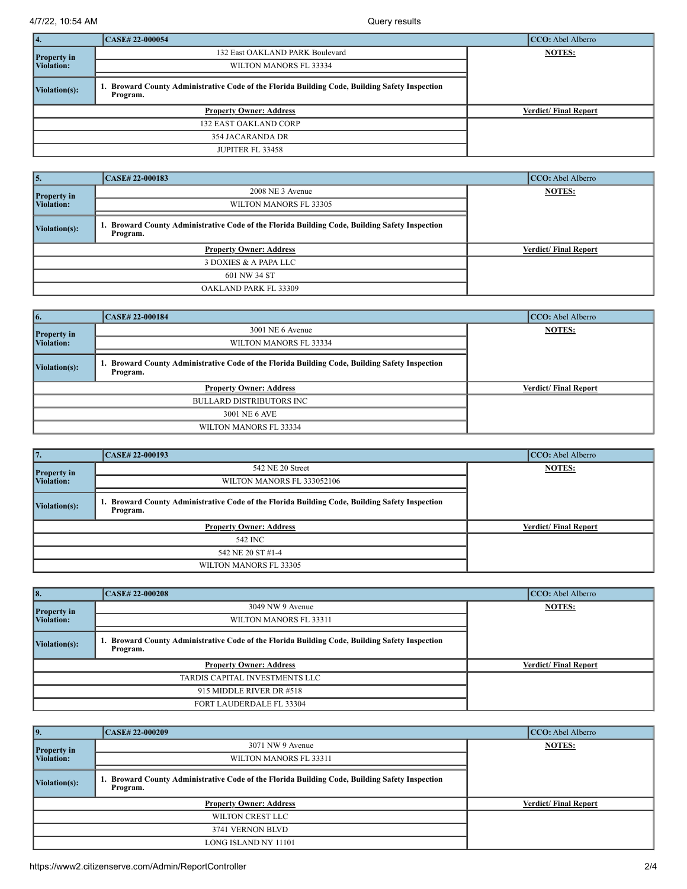| 4. | CASE# 22-000054 | CCO: Abel Alberro |
|---|---|---|
| Property in Violation: | 132 East OAKLAND PARK Boulevard | NOTES: |
| | WILTON MANORS FL 33334 | |
| Violation(s): | 1. Broward County Administrative Code of the Florida Building Code, Building Safety Inspection Program. | |
| Property Owner: Address | | Verdict/ Final Report |
| 132 EAST OAKLAND CORP | | |
| 354 JACARANDA DR | | |
| JUPITER FL 33458 | | |

| 5. | CASE# 22-000183 | CCO: Abel Alberro |
|---|---|---|
| Property in Violation: | 2008 NE 3 Avenue | NOTES: |
| | WILTON MANORS FL 33305 | |
| Violation(s): | 1. Broward County Administrative Code of the Florida Building Code, Building Safety Inspection Program. | |
| Property Owner: Address | | Verdict/ Final Report |
| 3 DOXIES & A PAPA LLC | | |
| 601 NW 34 ST | | |
| OAKLAND PARK FL 33309 | | |

| 6. | CASE# 22-000184 | CCO: Abel Alberro |
|---|---|---|
| Property in Violation: | 3001 NE 6 Avenue | NOTES: |
| | WILTON MANORS FL 33334 | |
| Violation(s): | 1. Broward County Administrative Code of the Florida Building Code, Building Safety Inspection Program. | |
| Property Owner: Address | | Verdict/ Final Report |
| BULLARD DISTRIBUTORS INC | | |
| 3001 NE 6 AVE | | |
| WILTON MANORS FL 33334 | | |

| 7. | CASE# 22-000193 | CCO: Abel Alberro |
|---|---|---|
| Property in Violation: | 542 NE 20 Street | NOTES: |
| | WILTON MANORS FL 333052106 | |
| Violation(s): | 1. Broward County Administrative Code of the Florida Building Code, Building Safety Inspection Program. | |
| Property Owner: Address | | Verdict/ Final Report |
| 542 INC | | |
| 542 NE 20 ST #1-4 | | |
| WILTON MANORS FL 33305 | | |

| 8. | CASE# 22-000208 | CCO: Abel Alberro |
|---|---|---|
| Property in Violation: | 3049 NW 9 Avenue | NOTES: |
| | WILTON MANORS FL 33311 | |
| Violation(s): | 1. Broward County Administrative Code of the Florida Building Code, Building Safety Inspection Program. | |
| Property Owner: Address | | Verdict/ Final Report |
| TARDIS CAPITAL INVESTMENTS LLC | | |
| 915 MIDDLE RIVER DR #518 | | |
| FORT LAUDERDALE FL 33304 | | |

| 9. | CASE# 22-000209 | CCO: Abel Alberro |
|---|---|---|
| Property in Violation: | 3071 NW 9 Avenue | NOTES: |
| | WILTON MANORS FL 33311 | |
| Violation(s): | 1. Broward County Administrative Code of the Florida Building Code, Building Safety Inspection Program. | |
| Property Owner: Address | | Verdict/ Final Report |
| WILTON CREST LLC | | |
| 3741 VERNON BLVD | | |
| LONG ISLAND NY 11101 | | |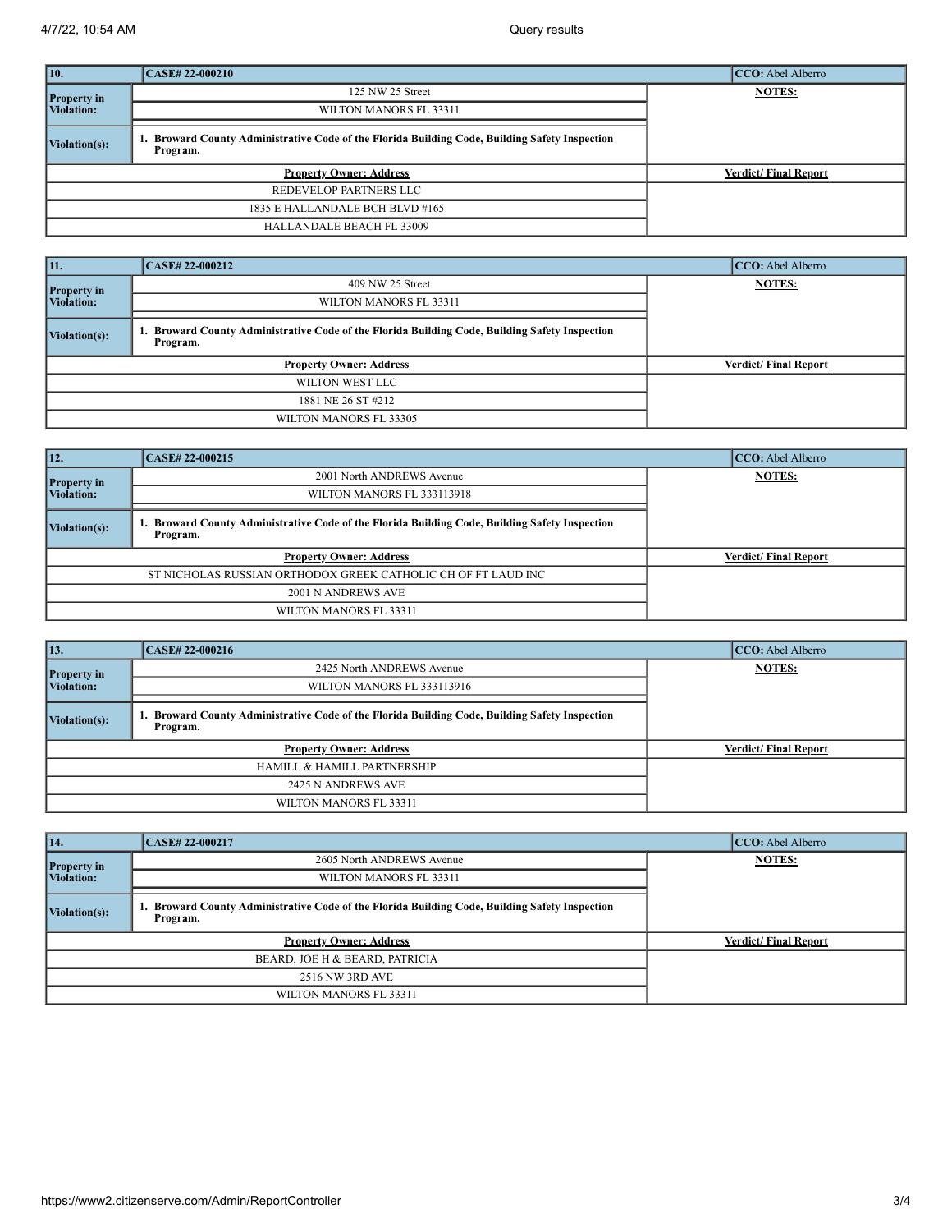| 10. | CASE# 22-000210 | CCO: Abel Alberro |
|---|---|---|
| Property in Violation: | 125 NW 25 Street<br>WILTON MANORS FL 33311 | **NOTES:** |
| Violation(s): | **1. Broward County Administrative Code of the Florida Building Code, Building Safety Inspection Program.** | |
| **Property Owner: Address** | | **Verdict/ Final Report** |
| REDEVELOP PARTNERS LLC<br>1835 E HALLANDALE BCH BLVD #165<br>HALLANDALE BEACH FL 33009 | | |

| 11. | CASE# 22-000212 | CCO: Abel Alberro |
|---|---|---|
| Property in Violation: | 409 NW 25 Street<br>WILTON MANORS FL 33311 | **NOTES:** |
| Violation(s): | **1. Broward County Administrative Code of the Florida Building Code, Building Safety Inspection Program.** | |
| **Property Owner: Address** | | **Verdict/ Final Report** |
| WILTON WEST LLC<br>1881 NE 26 ST #212<br>WILTON MANORS FL 33305 | | |

| 12. | CASE# 22-000215 | CCO: Abel Alberro |
|---|---|---|
| Property in Violation: | 2001 North ANDREWS Avenue<br>WILTON MANORS FL 333113918 | **NOTES:** |
| Violation(s): | **1. Broward County Administrative Code of the Florida Building Code, Building Safety Inspection Program.** | |
| **Property Owner: Address** | | **Verdict/ Final Report** |
| ST NICHOLAS RUSSIAN ORTHODOX GREEK CATHOLIC CH OF FT LAUD INC<br>2001 N ANDREWS AVE<br>WILTON MANORS FL 33311 | | |

| 13. | CASE# 22-000216 | CCO: Abel Alberro |
|---|---|---|
| Property in Violation: | 2425 North ANDREWS Avenue<br>WILTON MANORS FL 333113916 | **NOTES:** |
| Violation(s): | **1. Broward County Administrative Code of the Florida Building Code, Building Safety Inspection Program.** | |
| **Property Owner: Address** | | **Verdict/ Final Report** |
| HAMILL & HAMILL PARTNERSHIP<br>2425 N ANDREWS AVE<br>WILTON MANORS FL 33311 | | |

| 14. | CASE# 22-000217 | CCO: Abel Alberro |
|---|---|---|
| Property in Violation: | 2605 North ANDREWS Avenue<br>WILTON MANORS FL 33311 | **NOTES:** |
| Violation(s): | **1. Broward County Administrative Code of the Florida Building Code, Building Safety Inspection Program.** | |
| **Property Owner: Address** | | **Verdict/ Final Report** |
| BEARD, JOE H & BEARD, PATRICIA<br>2516 NW 3RD AVE<br>WILTON MANORS FL 33311 | | |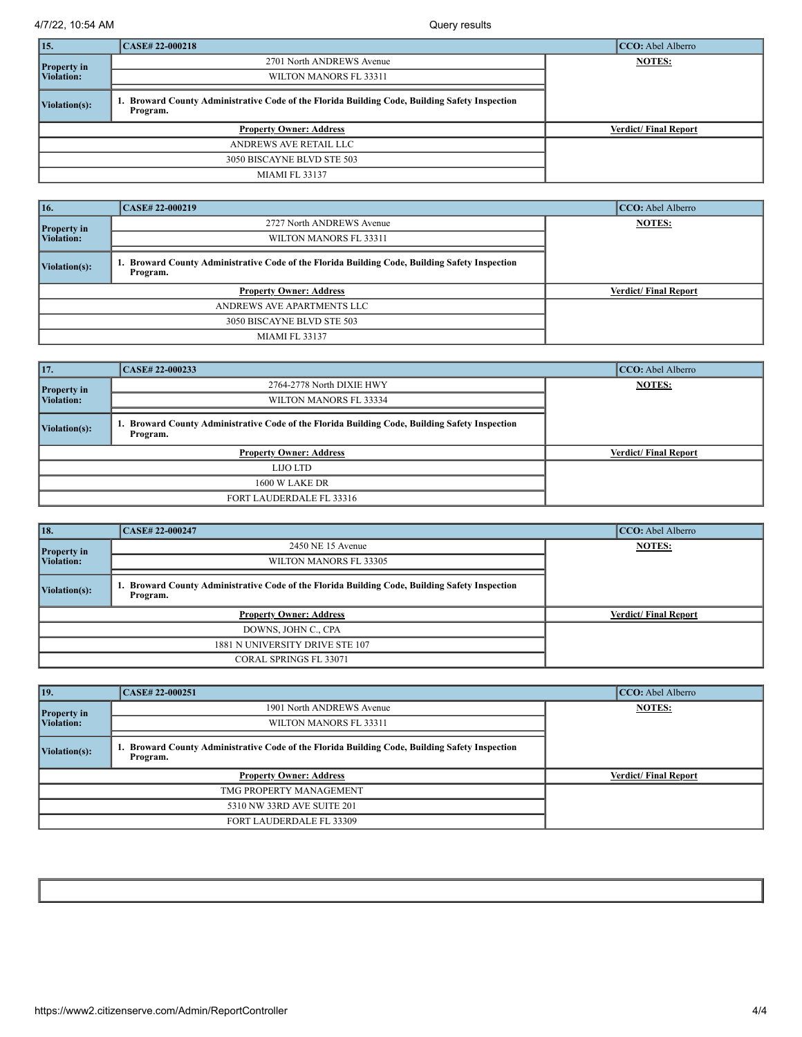| 15. | CASE# 22-000218 | CCO: Abel Alberro |
|---|---|---|
| Property in Violation: | 2701 North ANDREWS Avenue<br>WILTON MANORS FL 33311 | **NOTES:** |
| Violation(s): | 1. **Broward County Administrative Code of the Florida Building Code, Building Safety Inspection Program.** | |
| **Property Owner: Address** | | **Verdict/ Final Report** |
| ANDREWS AVE RETAIL LLC<br>3050 BISCAYNE BLVD STE 503<br>MIAMI FL 33137 | | |

| 16. | CASE# 22-000219 | CCO: Abel Alberro |
|---|---|---|
| Property in Violation: | 2727 North ANDREWS Avenue<br>WILTON MANORS FL 33311 | **NOTES:** |
| Violation(s): | 1. **Broward County Administrative Code of the Florida Building Code, Building Safety Inspection Program.** | |
| **Property Owner: Address** | | **Verdict/ Final Report** |
| ANDREWS AVE APARTMENTS LLC<br>3050 BISCAYNE BLVD STE 503<br>MIAMI FL 33137 | | |

| 17. | CASE# 22-000233 | CCO: Abel Alberro |
|---|---|---|
| Property in Violation: | 2764-2778 North DIXIE HWY<br>WILTON MANORS FL 33334 | **NOTES:** |
| Violation(s): | 1. **Broward County Administrative Code of the Florida Building Code, Building Safety Inspection Program.** | |
| **Property Owner: Address** | | **Verdict/ Final Report** |
| LIJO LTD<br>1600 W LAKE DR<br>FORT LAUDERDALE FL 33316 | | |

| 18. | CASE# 22-000247 | CCO: Abel Alberro |
|---|---|---|
| Property in Violation: | 2450 NE 15 Avenue<br>WILTON MANORS FL 33305 | **NOTES:** |
| Violation(s): | 1. **Broward County Administrative Code of the Florida Building Code, Building Safety Inspection Program.** | |
| **Property Owner: Address** | | **Verdict/ Final Report** |
| DOWNS, JOHN C., CPA<br>1881 N UNIVERSITY DRIVE STE 107<br>CORAL SPRINGS FL 33071 | | |

| 19. | CASE# 22-000251 | CCO: Abel Alberro |
|---|---|---|
| Property in Violation: | 1901 North ANDREWS Avenue<br>WILTON MANORS FL 33311 | **NOTES:** |
| Violation(s): | 1. **Broward County Administrative Code of the Florida Building Code, Building Safety Inspection Program.** | |
| **Property Owner: Address** | | **Verdict/ Final Report** |
| TMG PROPERTY MANAGEMENT<br>5310 NW 33RD AVE SUITE 201<br>FORT LAUDERDALE FL 33309 | | |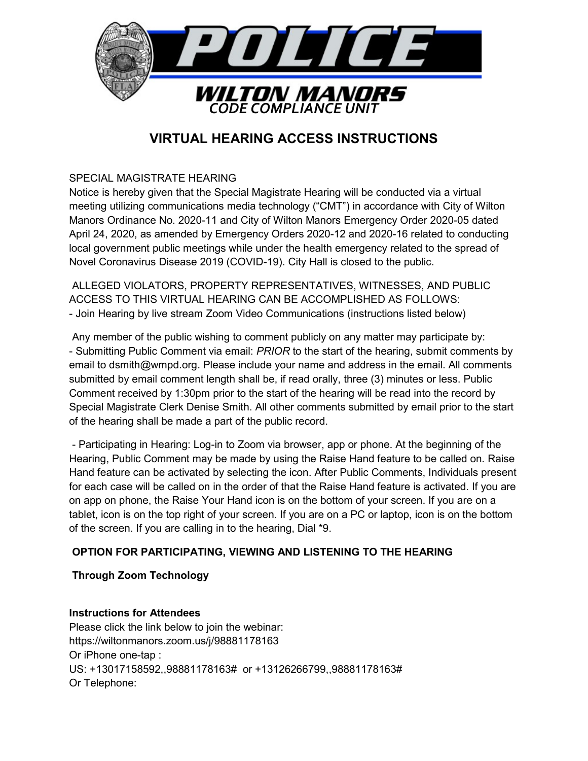# POLICE

## WILTON MANORS
### CODE COMPLIANCE UNIT

## VIRTUAL HEARING ACCESS INSTRUCTIONS

SPECIAL MAGISTRATE HEARING

Notice is hereby given that the Special Magistrate Hearing will be conducted via a virtual meeting utilizing communications media technology ("CMT") in accordance with City of Wilton Manors Ordinance No. 2020-11 and City of Wilton Manors Emergency Order 2020-05 dated April 24, 2020, as amended by Emergency Orders 2020-12 and 2020-16 related to conducting local government public meetings while under the health emergency related to the spread of Novel Coronavirus Disease 2019 (COVID-19). City Hall is closed to the public.

ALLEGED VIOLATORS, PROPERTY REPRESENTATIVES, WITNESSES, AND PUBLIC ACCESS TO THIS VIRTUAL HEARING CAN BE ACCOMPLISHED AS FOLLOWS:

- Join Hearing by live stream Zoom Video Communications (instructions listed below)

Any member of the public wishing to comment publicly on any matter may participate by:

- Submitting Public Comment via email: *PRIOR* to the start of the hearing, submit comments by email to dsmith@wmpd.org. Please include your name and address in the email. All comments submitted by email comment length shall be, if read orally, three (3) minutes or less. Public Comment received by 1:30pm prior to the start of the hearing will be read into the record by Special Magistrate Clerk Denise Smith. All other comments submitted by email prior to the start of the hearing shall be made a part of the public record.

- Participating in Hearing: Log-in to Zoom via browser, app or phone. At the beginning of the Hearing, Public Comment may be made by using the Raise Hand feature to be called on. Raise Hand feature can be activated by selecting the icon. After Public Comments, Individuals present for each case will be called on in the order of that the Raise Hand feature is activated. If you are on app on phone, the Raise Your Hand icon is on the bottom of your screen. If you are on a tablet, icon is on the top right of your screen. If you are on a PC or laptop, icon is on the bottom of the screen. If you are calling in to the hearing, Dial *9.

**OPTION FOR PARTICIPATING, VIEWING AND LISTENING TO THE HEARING**

**Through Zoom Technology**

**Instructions for Attendees**

Please click the link below to join the webinar:
https://wiltonmanors.zoom.us/j/98881178163
Or iPhone one-tap :
US: +13017158592,,98881178163# or +13126266799,,98881178163#
Or Telephone: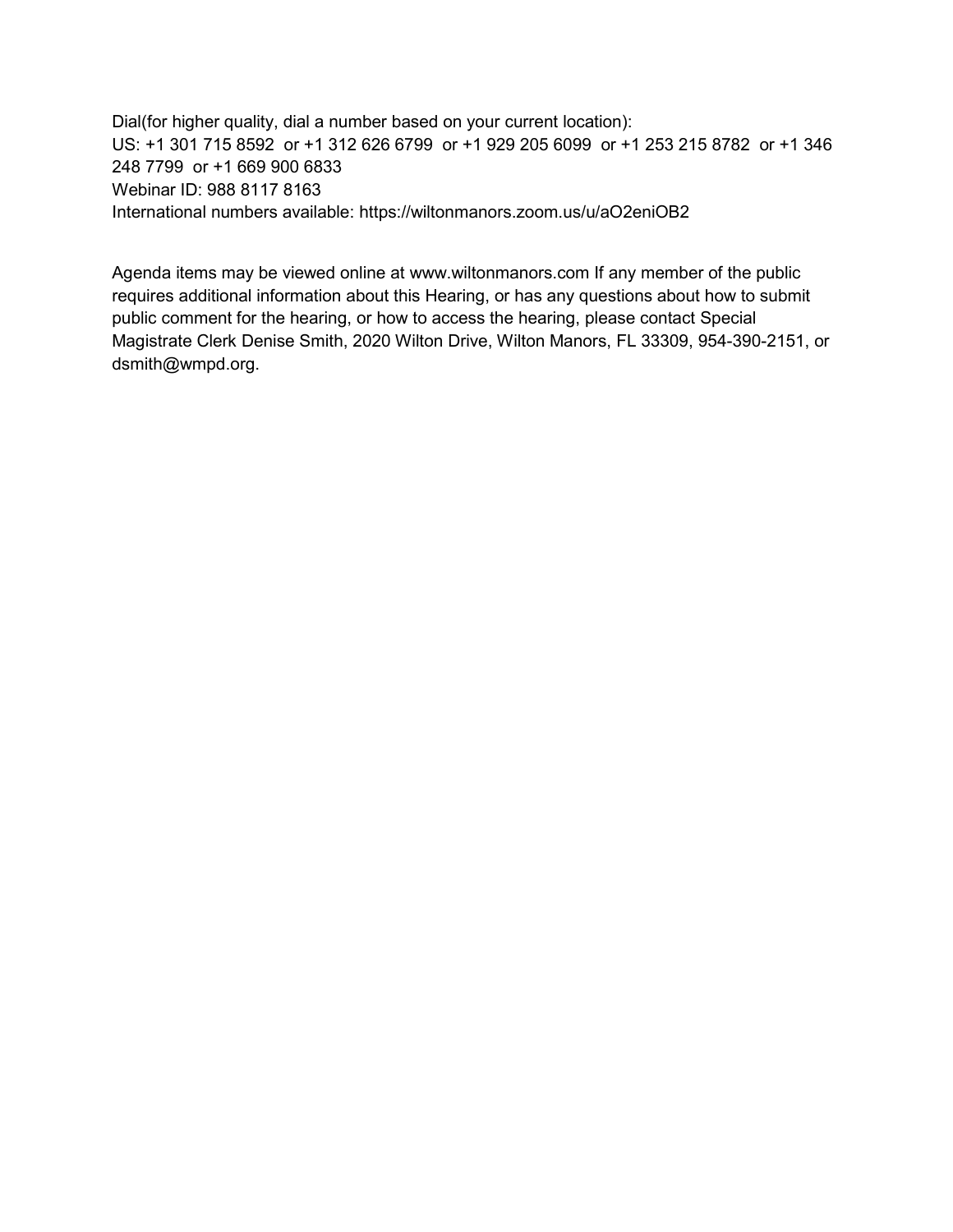Dial(for higher quality, dial a number based on your current location):
US: +1 301 715 8592 or +1 312 626 6799 or +1 929 205 6099 or +1 253 215 8782 or +1 346 248 7799 or +1 669 900 6833
Webinar ID: 988 8117 8163
International numbers available: https://wiltonmanors.zoom.us/u/aO2eniOB2

Agenda items may be viewed online at www.wiltonmanors.com If any member of the public requires additional information about this Hearing, or has any questions about how to submit public comment for the hearing, or how to access the hearing, please contact Special Magistrate Clerk Denise Smith, 2020 Wilton Drive, Wilton Manors, FL 33309, 954-390-2151, or dsmith@wmpd.org.